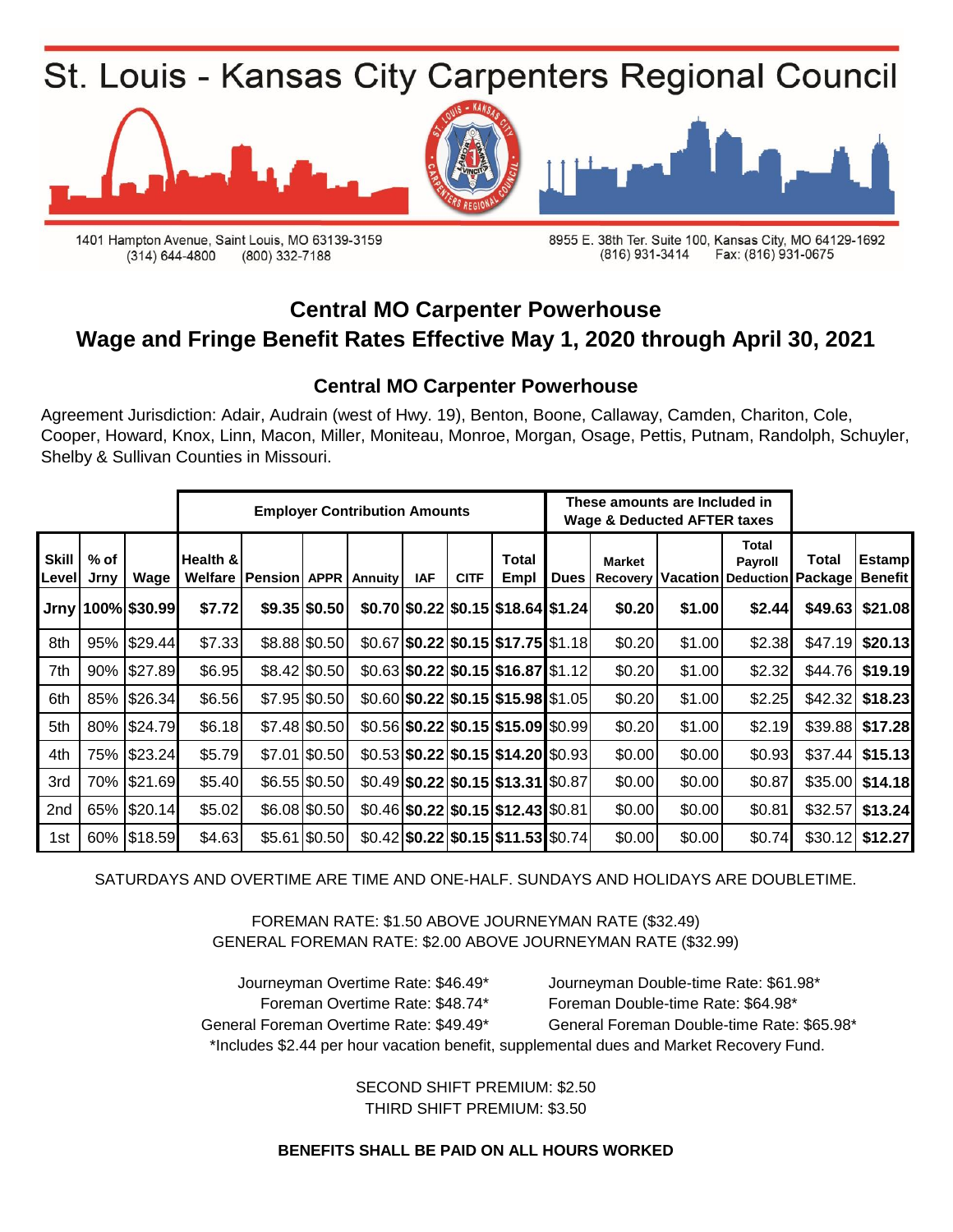# St. Louis - Kansas City Carpenters Regional Council

1401 Hampton Avenue, Saint Louis, MO 63139-3159
(314) 644-4800 (800) 332-7188

8955 E. 38th Ter. Suite 100, Kansas City, MO 64129-1692
(816) 931-3414 Fax: (816) 931-0675

## Central MO Carpenter Powerhouse
## Wage and Fringe Benefit Rates Effective May 1, 2020 through April 30, 2021

### Central MO Carpenter Powerhouse

Agreement Jurisdiction: Adair, Audrain (west of Hwy. 19), Benton, Boone, Callaway, Camden, Chariton, Cole, Cooper, Howard, Knox, Linn, Macon, Miller, Moniteau, Monroe, Morgan, Osage, Pettis, Putnam, Randolph, Schuyler, Shelby & Sullivan Counties in Missouri.

| | | | Employer Contribution Amounts | | | | | | | These amounts are Included in Wage & Deducted AFTER taxes | | | | | |
|---|---|---|---|---|---|---|---|---|---|---|---|---|---|---|---|
| **Skill Level** | **% of Jrny** | **Wage** | **Health & Welfare** | **Pension** | **APPR** | **Annuity** | **IAF** | **CITF** | **Total Empl** | **Dues** | **Market Recovery** | **Vacation** | **Total Payroll Deduction** | **Total Package** | **Estamp Benefit** |
| **Jrny** | **100%** | **$30.99** | **$7.72** | **$9.35** | **$0.50** | **$0.70** | **$0.22** | **$0.15** | **$18.64** | **$1.24** | **$0.20** | **$1.00** | **$2.44** | **$49.63** | **$21.08** |
| 8th | 95% | $29.44 | $7.33 | $8.88 | $0.50 | $0.67 | **$0.22** | **$0.15** | **$17.75** | $1.18 | $0.20 | $1.00 | $2.38 | $47.19 | **$20.13** |
| 7th | 90% | $27.89 | $6.95 | $8.42 | $0.50 | $0.63 | **$0.22** | **$0.15** | **$16.87** | $1.12 | $0.20 | $1.00 | $2.32 | $44.76 | **$19.19** |
| 6th | 85% | $26.34 | $6.56 | $7.95 | $0.50 | $0.60 | **$0.22** | **$0.15** | **$15.98** | $1.05 | $0.20 | $1.00 | $2.25 | $42.32 | **$18.23** |
| 5th | 80% | $24.79 | $6.18 | $7.48 | $0.50 | $0.56 | **$0.22** | **$0.15** | **$15.09** | $0.99 | $0.20 | $1.00 | $2.19 | $39.88 | **$17.28** |
| 4th | 75% | $23.24 | $5.79 | $7.01 | $0.50 | $0.53 | **$0.22** | **$0.15** | **$14.20** | $0.93 | $0.00 | $0.00 | $0.93 | $37.44 | **$15.13** |
| 3rd | 70% | $21.69 | $5.40 | $6.55 | $0.50 | $0.49 | **$0.22** | **$0.15** | **$13.31** | $0.87 | $0.00 | $0.00 | $0.87 | $35.00 | **$14.18** |
| 2nd | 65% | $20.14 | $5.02 | $6.08 | $0.50 | $0.46 | **$0.22** | **$0.15** | **$12.43** | $0.81 | $0.00 | $0.00 | $0.81 | $32.57 | **$13.24** |
| 1st | 60% | $18.59 | $4.63 | $5.61 | $0.50 | $0.42 | **$0.22** | **$0.15** | **$11.53** | $0.74 | $0.00 | $0.00 | $0.74 | $30.12 | **$12.27** |

SATURDAYS AND OVERTIME ARE TIME AND ONE-HALF. SUNDAYS AND HOLIDAYS ARE DOUBLETIME.

FOREMAN RATE: $1.50 ABOVE JOURNEYMAN RATE ($32.49)
GENERAL FOREMAN RATE: $2.00 ABOVE JOURNEYMAN RATE ($32.99)

Journeyman Overtime Rate: $46.49* Journeyman Double-time Rate: $61.98*
Foreman Overtime Rate: $48.74* Foreman Double-time Rate: $64.98*
General Foreman Overtime Rate: $49.49* General Foreman Double-time Rate: $65.98*
*Includes $2.44 per hour vacation benefit, supplemental dues and Market Recovery Fund.

SECOND SHIFT PREMIUM: $2.50
THIRD SHIFT PREMIUM: $3.50

**BENEFITS SHALL BE PAID ON ALL HOURS WORKED**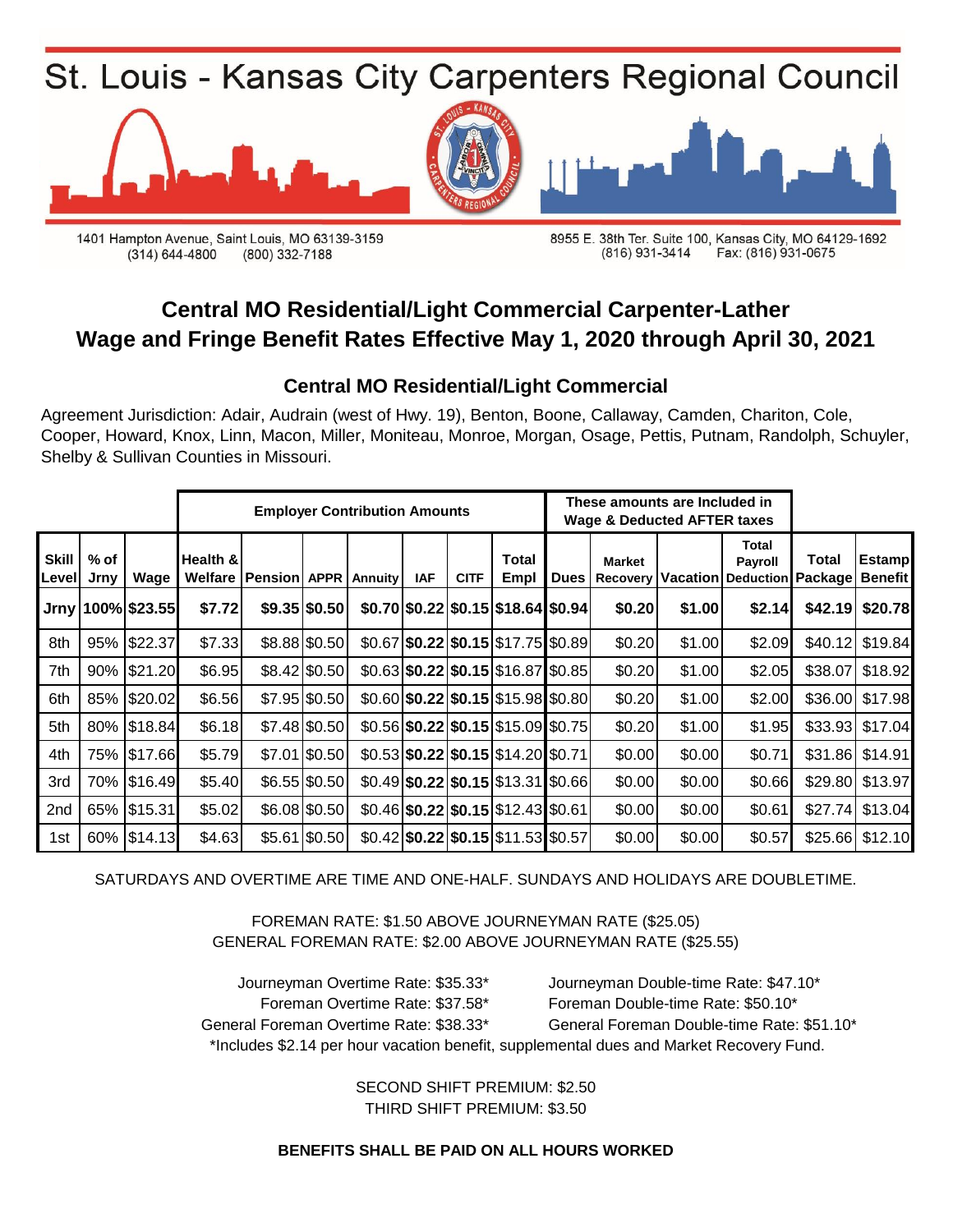# St. Louis - Kansas City Carpenters Regional Council

1401 Hampton Avenue, Saint Louis, MO 63139-3159
(314) 644-4800 (800) 332-7188

8955 E. 38th Ter. Suite 100, Kansas City, MO 64129-1692
(816) 931-3414 Fax: (816) 931-0675

## Central MO Residential/Light Commercial Carpenter-Lather
## Wage and Fringe Benefit Rates Effective May 1, 2020 through April 30, 2021

### Central MO Residential/Light Commercial

Agreement Jurisdiction: Adair, Audrain (west of Hwy. 19), Benton, Boone, Callaway, Camden, Chariton, Cole, Cooper, Howard, Knox, Linn, Macon, Miller, Moniteau, Monroe, Morgan, Osage, Pettis, Putnam, Randolph, Schuyler, Shelby & Sullivan Counties in Missouri.

| | | | Employer Contribution Amounts | | | | | | | These amounts are Included in Wage & Deducted AFTER taxes | | | | | |
|---|---|---|---|---|---|---|---|---|---|---|---|---|---|---|---|
| Skill Level | % of Jrny | Wage | Health & Welfare | Pension | APPR | Annuity | IAF | CITF | Total Empl | Dues | Market Recovery | Vacation | Total Payroll Deduction | Total Package | Estamp Benefit |
| **Jrny** | **100%** | **$23.55** | **$7.72** | **$9.35** | **$0.50** | **$0.70** | **$0.22** | **$0.15** | **$18.64** | **$0.94** | **$0.20** | **$1.00** | **$2.14** | **$42.19** | **$20.78** |
| 8th | 95% | $22.37 | $7.33 | $8.88 | $0.50 | $0.67 | **$0.22** | **$0.15** | $17.75 | $0.89 | $0.20 | $1.00 | $2.09 | $40.12 | $19.84 |
| 7th | 90% | $21.20 | $6.95 | $8.42 | $0.50 | $0.63 | **$0.22** | **$0.15** | $16.87 | $0.85 | $0.20 | $1.00 | $2.05 | $38.07 | $18.92 |
| 6th | 85% | $20.02 | $6.56 | $7.95 | $0.50 | $0.60 | **$0.22** | **$0.15** | $15.98 | $0.80 | $0.20 | $1.00 | $2.00 | $36.00 | $17.98 |
| 5th | 80% | $18.84 | $6.18 | $7.48 | $0.50 | $0.56 | **$0.22** | **$0.15** | $15.09 | $0.75 | $0.20 | $1.00 | $1.95 | $33.93 | $17.04 |
| 4th | 75% | $17.66 | $5.79 | $7.01 | $0.50 | $0.53 | **$0.22** | **$0.15** | $14.20 | $0.71 | $0.00 | $0.00 | $0.71 | $31.86 | $14.91 |
| 3rd | 70% | $16.49 | $5.40 | $6.55 | $0.50 | $0.49 | **$0.22** | **$0.15** | $13.31 | $0.66 | $0.00 | $0.00 | $0.66 | $29.80 | $13.97 |
| 2nd | 65% | $15.31 | $5.02 | $6.08 | $0.50 | $0.46 | **$0.22** | **$0.15** | $12.43 | $0.61 | $0.00 | $0.00 | $0.61 | $27.74 | $13.04 |
| 1st | 60% | $14.13 | $4.63 | $5.61 | $0.50 | $0.42 | **$0.22** | **$0.15** | $11.53 | $0.57 | $0.00 | $0.00 | $0.57 | $25.66 | $12.10 |

SATURDAYS AND OVERTIME ARE TIME AND ONE-HALF. SUNDAYS AND HOLIDAYS ARE DOUBLETIME.

FOREMAN RATE: $1.50 ABOVE JOURNEYMAN RATE ($25.05)
GENERAL FOREMAN RATE: $2.00 ABOVE JOURNEYMAN RATE ($25.55)

Journeyman Overtime Rate: $35.33* Journeyman Double-time Rate: $47.10*
Foreman Overtime Rate: $37.58* Foreman Double-time Rate: $50.10*
General Foreman Overtime Rate: $38.33* General Foreman Double-time Rate: $51.10*
*Includes $2.14 per hour vacation benefit, supplemental dues and Market Recovery Fund.

SECOND SHIFT PREMIUM: $2.50
THIRD SHIFT PREMIUM: $3.50

**BENEFITS SHALL BE PAID ON ALL HOURS WORKED**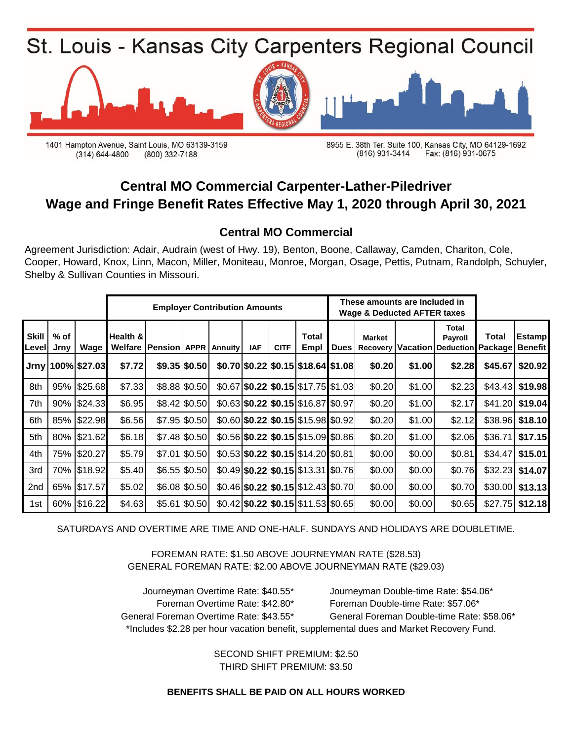# St. Louis - Kansas City Carpenters Regional Council

1401 Hampton Avenue, Saint Louis, MO 63139-3159
(314) 644-4800 (800) 332-7188

8955 E. 38th Ter. Suite 100, Kansas City, MO 64129-1692
(816) 931-3414 Fax: (816) 931-0675

## Central MO Commercial Carpenter-Lather-Piledriver
## Wage and Fringe Benefit Rates Effective May 1, 2020 through April 30, 2021

### Central MO Commercial

Agreement Jurisdiction: Adair, Audrain (west of Hwy. 19), Benton, Boone, Callaway, Camden, Chariton, Cole, Cooper, Howard, Knox, Linn, Macon, Miller, Moniteau, Monroe, Morgan, Osage, Pettis, Putnam, Randolph, Schuyler, Shelby & Sullivan Counties in Missouri.

| | | | Employer Contribution Amounts | | | | | | | These amounts are Included in Wage & Deducted AFTER taxes | | | | | |
|---|---|---|---|---|---|---|---|---|---|---|---|---|---|---|---|
| **Skill Level** | **% of Jrny** | **Wage** | **Health & Welfare** | **Pension** | **APPR** | **Annuity** | **IAF** | **CITF** | **Total Empl** | **Dues** | **Market Recovery** | **Vacation** | **Total Payroll Deduction** | **Total Package** | **Estamp Benefit** |
| **Jrny** | **100%** | **$27.03** | **$7.72** | **$9.35** | **$0.50** | **$0.70** | **$0.22** | **$0.15** | **$18.64** | **$1.08** | **$0.20** | **$1.00** | **$2.28** | **$45.67** | **$20.92** |
| 8th | 95% | $25.68 | $7.33 | $8.88 | $0.50 | $0.67 | **$0.22** | **$0.15** | $17.75 | $1.03 | $0.20 | $1.00 | $2.23 | $43.43 | **$19.98** |
| 7th | 90% | $24.33 | $6.95 | $8.42 | $0.50 | $0.63 | **$0.22** | **$0.15** | $16.87 | $0.97 | $0.20 | $1.00 | $2.17 | $41.20 | **$19.04** |
| 6th | 85% | $22.98 | $6.56 | $7.95 | $0.50 | $0.60 | **$0.22** | **$0.15** | $15.98 | $0.92 | $0.20 | $1.00 | $2.12 | $38.96 | **$18.10** |
| 5th | 80% | $21.62 | $6.18 | $7.48 | $0.50 | $0.56 | **$0.22** | **$0.15** | $15.09 | $0.86 | $0.20 | $1.00 | $2.06 | $36.71 | **$17.15** |
| 4th | 75% | $20.27 | $5.79 | $7.01 | $0.50 | $0.53 | **$0.22** | **$0.15** | $14.20 | $0.81 | $0.00 | $0.00 | $0.81 | $34.47 | **$15.01** |
| 3rd | 70% | $18.92 | $5.40 | $6.55 | $0.50 | $0.49 | **$0.22** | **$0.15** | $13.31 | $0.76 | $0.00 | $0.00 | $0.76 | $32.23 | **$14.07** |
| 2nd | 65% | $17.57 | $5.02 | $6.08 | $0.50 | $0.46 | **$0.22** | **$0.15** | $12.43 | $0.70 | $0.00 | $0.00 | $0.70 | $30.00 | **$13.13** |
| 1st | 60% | $16.22 | $4.63 | $5.61 | $0.50 | $0.42 | **$0.22** | **$0.15** | $11.53 | $0.65 | $0.00 | $0.00 | $0.65 | $27.75 | **$12.18** |

SATURDAYS AND OVERTIME ARE TIME AND ONE-HALF. SUNDAYS AND HOLIDAYS ARE DOUBLETIME.

FOREMAN RATE: $1.50 ABOVE JOURNEYMAN RATE ($28.53)
GENERAL FOREMAN RATE: $2.00 ABOVE JOURNEYMAN RATE ($29.03)

Journeyman Overtime Rate: $40.55* Journeyman Double-time Rate: $54.06*
Foreman Overtime Rate: $42.80* Foreman Double-time Rate: $57.06*
General Foreman Overtime Rate: $43.55* General Foreman Double-time Rate: $58.06*
*Includes $2.28 per hour vacation benefit, supplemental dues and Market Recovery Fund.

SECOND SHIFT PREMIUM: $2.50
THIRD SHIFT PREMIUM: $3.50

**BENEFITS SHALL BE PAID ON ALL HOURS WORKED**